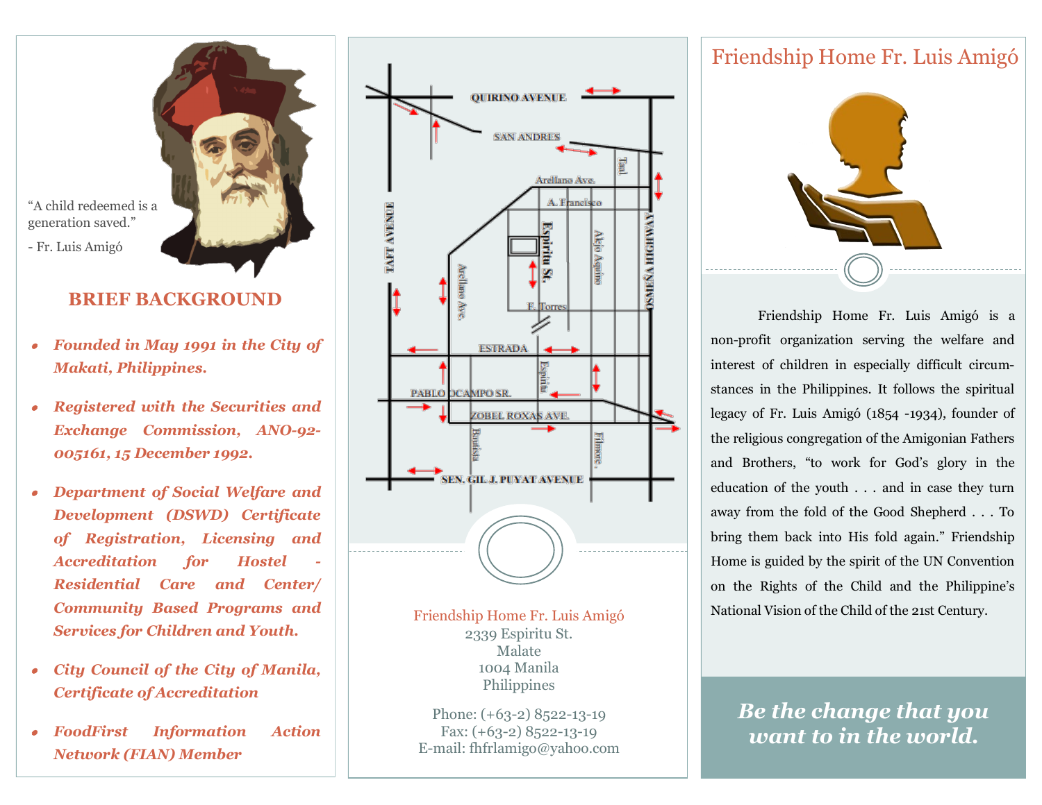“A child redeemed is a generation saved.”

- Fr. Luis Amigó

## BRIEF BACKGROUND

- ***Founded in May 1991 in the City of Makati, Philippines.***
- ***Registered with the Securities and Exchange Commission, ANO-92-005161, 15 December 1992.***
- ***Department of Social Welfare and Development (DSWD) Certificate of Registration, Licensing and Accreditation for Hostel - Residential Care and Center/ Community Based Programs and Services for Children and Youth.***
- ***City Council of the City of Manila, Certificate of Accreditation***
- ***FoodFirst Information Action Network (FIAN) Member***

QUIRINO AVENUE

SAN ANDRES

Tuzi

Arellano Ave.

A. Francisco

TAFT AVENUE

Espiritu St.

Alejo Aquino

OSMEÑA HIGHWAY

Arellano Ave.

F. Torres

ESTRADA

Espiritu

PABLO OCAMPO SR.

ZOBEL ROXAS AVE.

Bautista

Filmore

SEN. GIL J. PUYAT AVENUE

Friendship Home Fr. Luis Amigó
2339 Espiritu St.
Malate
1004 Manila
Philippines

Phone: (+63-2) 8522-13-19
Fax: (+63-2) 8522-13-19
E-mail: fhfrlamigo@yahoo.com

# Friendship Home Fr. Luis Amigó

Friendship Home Fr. Luis Amigó is a non-profit organization serving the welfare and interest of children in especially difficult circumstances in the Philippines. It follows the spiritual legacy of Fr. Luis Amigó (1854 -1934), founder of the religious congregation of the Amigonian Fathers and Brothers, “to work for God’s glory in the education of the youth . . . and in case they turn away from the fold of the Good Shepherd . . . To bring them back into His fold again.” Friendship Home is guided by the spirit of the UN Convention on the Rights of the Child and the Philippine’s National Vision of the Child of the 21st Century.

***Be the change that you want to in the world.***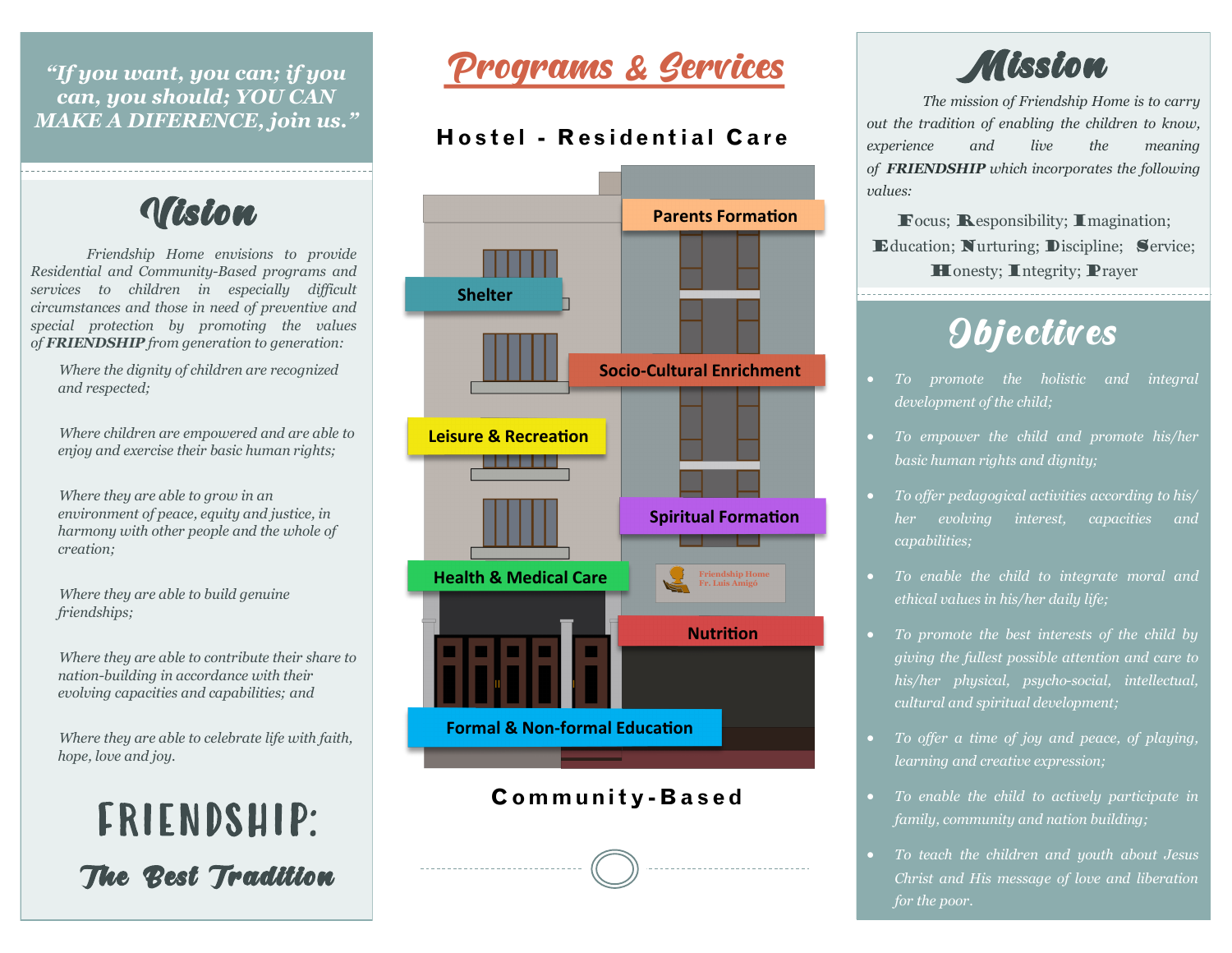*"If you want, you can; if you can, you should; YOU CAN MAKE A DIFERENCE, join us."*

# Vision

*Friendship Home envisions to provide Residential and Community-Based programs and services to children in especially difficult circumstances and those in need of preventive and special protection by promoting the values of **FRIENDSHIP** from generation to generation:*

*Where the dignity of children are recognized and respected;*

*Where children are empowered and are able to enjoy and exercise their basic human rights;*

*Where they are able to grow in an environment of peace, equity and justice, in harmony with other people and the whole of creation;*

*Where they are able to build genuine friendships;*

*Where they are able to contribute their share to nation-building in accordance with their evolving capacities and capabilities; and*

*Where they are able to celebrate life with faith, hope, love and joy.*

## FRIENDSHIP:

## The Best Tradition

# Programs & Services

### Hostel - Residential Care

Parents Formation

Shelter

Socio-Cultural Enrichment

Leisure & Recreation

Spiritual Formation

Health & Medical Care

Friendship Home
Fr. Luis Amigó

Nutrition

Formal & Non-formal Education

### Community-Based

# Mission

*The mission of Friendship Home is to carry out the tradition of enabling the children to know, experience and live the meaning of **FRIENDSHIP** which incorporates the following values:*

**F**ocus; **R**esponsibility; **I**magination; **E**ducation; **N**urturing; **D**iscipline; **S**ervice; **H**onesty; **I**ntegrity; **P**rayer

# Objectives

- *To promote the holistic and integral development of the child;*
- *To empower the child and promote his/her basic human rights and dignity;*
- *To offer pedagogical activities according to his/her evolving interest, capacities and capabilities;*
- *To enable the child to integrate moral and ethical values in his/her daily life;*
- *To promote the best interests of the child by giving the fullest possible attention and care to his/her physical, psycho-social, intellectual, cultural and spiritual development;*
- *To offer a time of joy and peace, of playing, learning and creative expression;*
- *To enable the child to actively participate in family, community and nation building;*
- *To teach the children and youth about Jesus Christ and His message of love and liberation for the poor.*